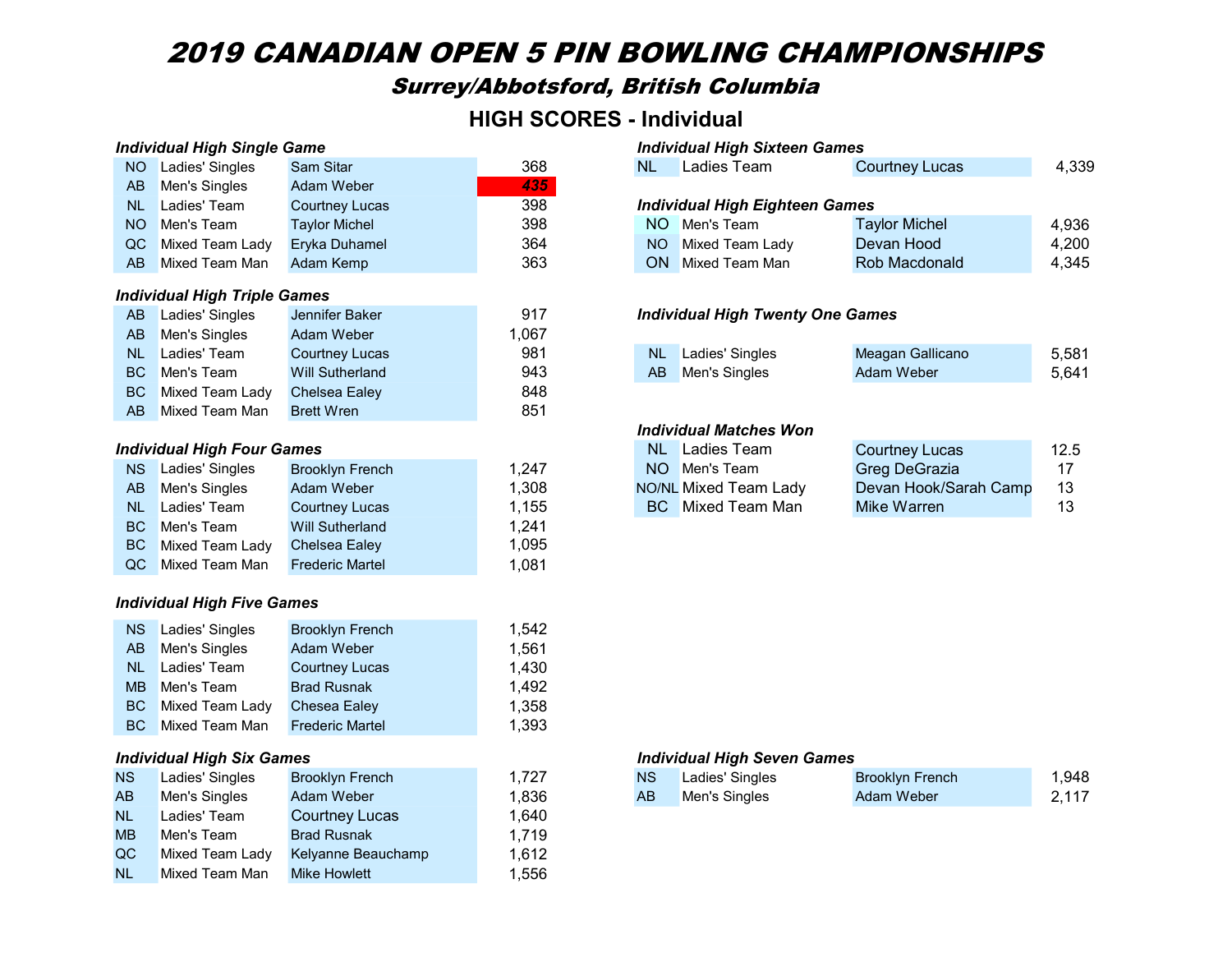# *2019 CANADIAN OPEN 5 PIN BOWLING CHAMPIONSHIPS*

## *Surrey/Abbotsford, British Columbia*

## HIGH SCORES - Individual

### *Individual High Single Game*

| | | | |
|---|---|---|---|
| NO | Ladies' Singles | Sam Sitar | 368 |
| AB | Men's Singles | Adam Weber | ***435*** |
| NL | Ladies' Team | Courtney Lucas | 398 |
| NO | Men's Team | Taylor Michel | 398 |
| QC | Mixed Team Lady | Eryka Duhamel | 364 |
| AB | Mixed Team Man | Adam Kemp | 363 |

### *Individual High Triple Games*

| | | | |
|---|---|---|---|
| AB | Ladies' Singles | Jennifer Baker | 917 |
| AB | Men's Singles | Adam Weber | 1,067 |
| NL | Ladies' Team | Courtney Lucas | 981 |
| BC | Men's Team | Will Sutherland | 943 |
| BC | Mixed Team Lady | Chelsea Ealey | 848 |
| AB | Mixed Team Man | Brett Wren | 851 |

### *Individual High Four Games*

| | | | |
|---|---|---|---|
| NS | Ladies' Singles | Brooklyn French | 1,247 |
| AB | Men's Singles | Adam Weber | 1,308 |
| NL | Ladies' Team | Courtney Lucas | 1,155 |
| BC | Men's Team | Will Sutherland | 1,241 |
| BC | Mixed Team Lady | Chelsea Ealey | 1,095 |
| QC | Mixed Team Man | Frederic Martel | 1,081 |

### *Individual High Five Games*

| | | | |
|---|---|---|---|
| NS | Ladies' Singles | Brooklyn French | 1,542 |
| AB | Men's Singles | Adam Weber | 1,561 |
| NL | Ladies' Team | Courtney Lucas | 1,430 |
| MB | Men's Team | Brad Rusnak | 1,492 |
| BC | Mixed Team Lady | Chesea Ealey | 1,358 |
| BC | Mixed Team Man | Frederic Martel | 1,393 |

### *Individual High Six Games*

| | | | |
|---|---|---|---|
| NS | Ladies' Singles | Brooklyn French | 1,727 |
| AB | Men's Singles | Adam Weber | 1,836 |
| NL | Ladies' Team | Courtney Lucas | 1,640 |
| MB | Men's Team | Brad Rusnak | 1,719 |
| QC | Mixed Team Lady | Kelyanne Beauchamp | 1,612 |
| NL | Mixed Team Man | Mike Howlett | 1,556 |

### *Individual High Seven Games*

| | | | |
|---|---|---|---|
| NS | Ladies' Singles | Brooklyn French | 1,948 |
| AB | Men's Singles | Adam Weber | 2,117 |

### *Individual High Sixteen Games*

| | | | |
|---|---|---|---|
| NL | Ladies Team | Courtney Lucas | 4,339 |

### *Individual High Eighteen Games*

| | | | |
|---|---|---|---|
| NO | Men's Team | Taylor Michel | 4,936 |
| NO | Mixed Team Lady | Devan Hood | 4,200 |
| ON | Mixed Team Man | Rob Macdonald | 4,345 |

### *Individual High Twenty One Games*

| | | | |
|---|---|---|---|
| NL | Ladies' Singles | Meagan Gallicano | 5,581 |
| AB | Men's Singles | Adam Weber | 5,641 |

### *Individual Matches Won*

| | | | |
|---|---|---|---|
| NL | Ladies Team | Courtney Lucas | 12.5 |
| NO | Men's Team | Greg DeGrazia | 17 |
| NO/NL | Mixed Team Lady | Devan Hook/Sarah Camp | 13 |
| BC | Mixed Team Man | Mike Warren | 13 |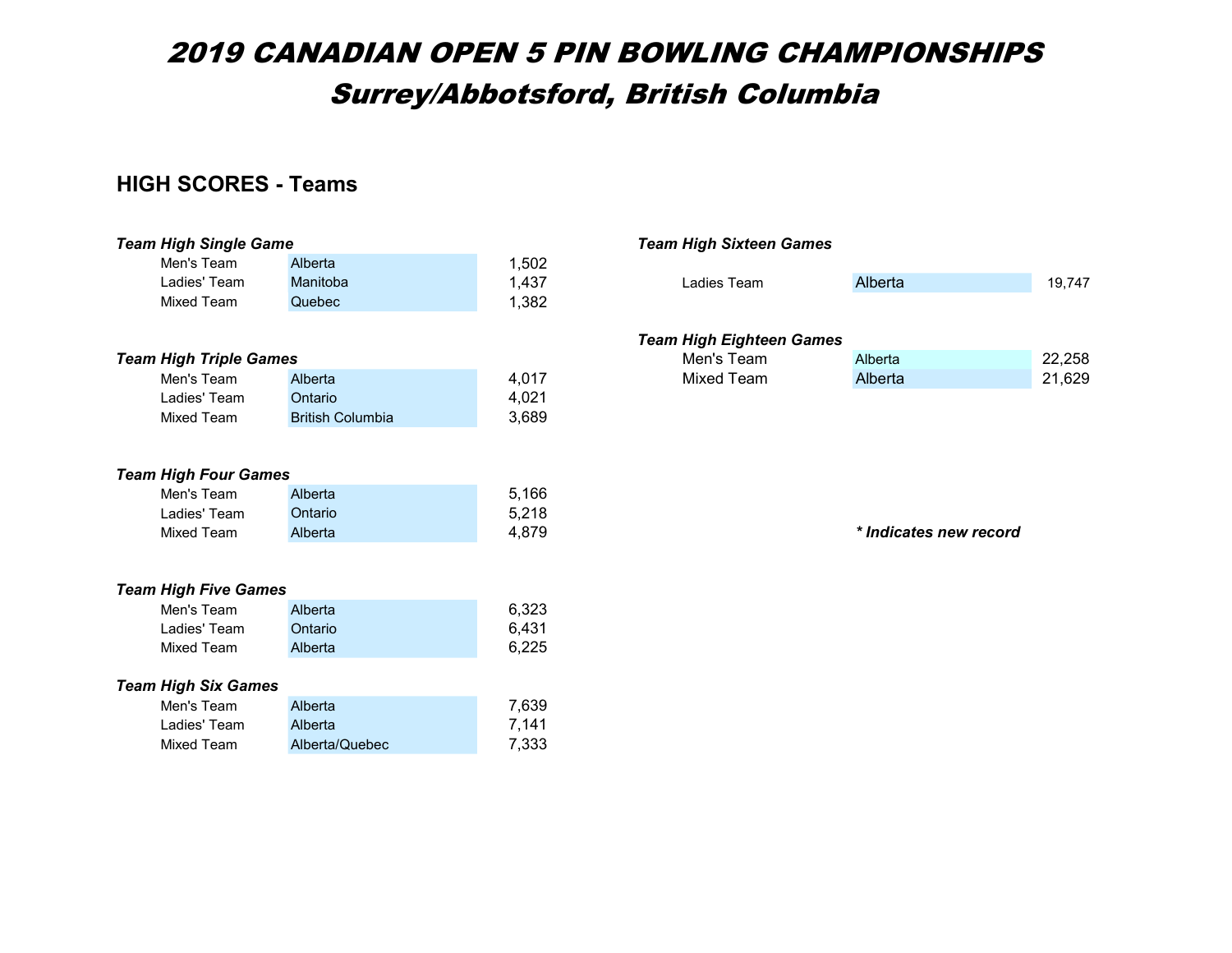# 2019 CANADIAN OPEN 5 PIN BOWLING CHAMPIONSHIPS
# Surrey/Abbotsford, British Columbia

## HIGH SCORES - Teams

***Team High Single Game***

| | | |
|---|---|---|
| Men's Team | Alberta | 1,502 |
| Ladies' Team | Manitoba | 1,437 |
| Mixed Team | Quebec | 1,382 |

***Team High Triple Games***

| | | |
|---|---|---|
| Men's Team | Alberta | 4,017 |
| Ladies' Team | Ontario | 4,021 |
| Mixed Team | British Columbia | 3,689 |

***Team High Four Games***

| | | |
|---|---|---|
| Men's Team | Alberta | 5,166 |
| Ladies' Team | Ontario | 5,218 |
| Mixed Team | Alberta | 4,879 |

***Team High Five Games***

| | | |
|---|---|---|
| Men's Team | Alberta | 6,323 |
| Ladies' Team | Ontario | 6,431 |
| Mixed Team | Alberta | 6,225 |

***Team High Six Games***

| | | |
|---|---|---|
| Men's Team | Alberta | 7,639 |
| Ladies' Team | Alberta | 7,141 |
| Mixed Team | Alberta/Quebec | 7,333 |

***Team High Sixteen Games***

| | | |
|---|---|---|
| Ladies Team | Alberta | 19,747 |

***Team High Eighteen Games***

| | | |
|---|---|---|
| Men's Team | Alberta | 22,258 |
| Mixed Team | Alberta | 21,629 |

***\* Indicates new record***